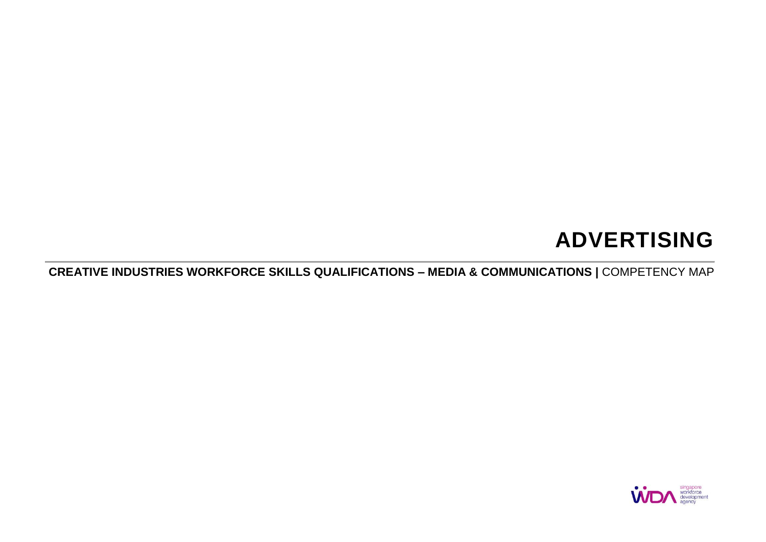# ADVERTISING

**CREATIVE INDUSTRIES WORKFORCE SKILLS QUALIFICATIONS – MEDIA & COMMUNICATIONS |** COMPETENCY MAP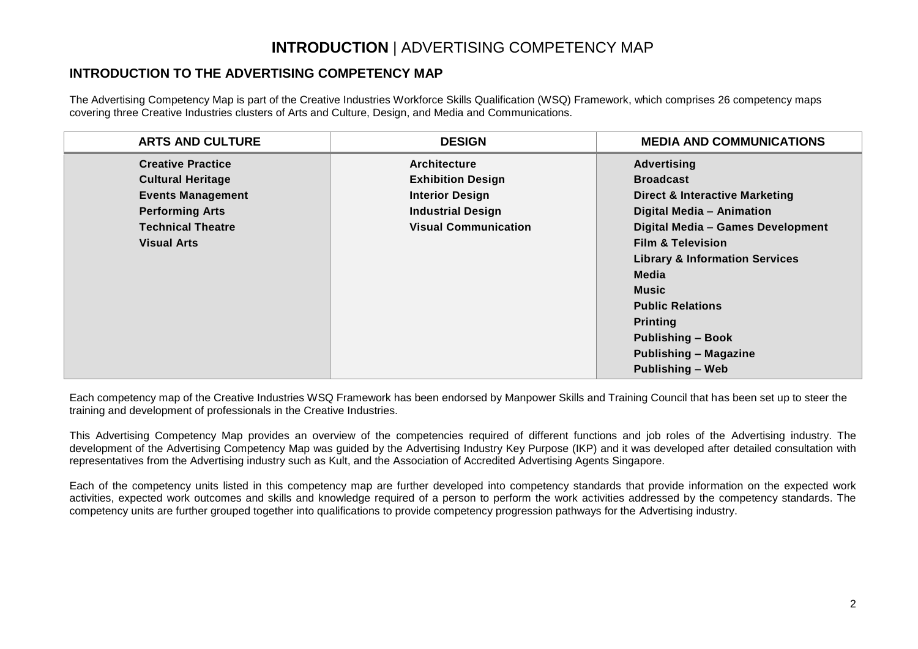# **INTRODUCTION** | ADVERTISING COMPETENCY MAP

## INTRODUCTION TO THE ADVERTISING COMPETENCY MAP

The Advertising Competency Map is part of the Creative Industries Workforce Skills Qualification (WSQ) Framework, which comprises 26 competency maps covering three Creative Industries clusters of Arts and Culture, Design, and Media and Communications.

| ARTS AND CULTURE | DESIGN | MEDIA AND COMMUNICATIONS |
|---|---|---|
| **Creative Practice** | **Architecture** | **Advertising** |
| **Cultural Heritage** | **Exhibition Design** | **Broadcast** |
| **Events Management** | **Interior Design** | **Direct & Interactive Marketing** |
| **Performing Arts** | **Industrial Design** | **Digital Media – Animation** |
| **Technical Theatre** | **Visual Communication** | **Digital Media – Games Development** |
| **Visual Arts** | | **Film & Television** |
| | | **Library & Information Services** |
| | | **Media** |
| | | **Music** |
| | | **Public Relations** |
| | | **Printing** |
| | | **Publishing – Book** |
| | | **Publishing – Magazine** |
| | | **Publishing – Web** |

Each competency map of the Creative Industries WSQ Framework has been endorsed by Manpower Skills and Training Council that has been set up to steer the training and development of professionals in the Creative Industries.

This Advertising Competency Map provides an overview of the competencies required of different functions and job roles of the Advertising industry. The development of the Advertising Competency Map was guided by the Advertising Industry Key Purpose (IKP) and it was developed after detailed consultation with representatives from the Advertising industry such as Kult, and the Association of Accredited Advertising Agents Singapore.

Each of the competency units listed in this competency map are further developed into competency standards that provide information on the expected work activities, expected work outcomes and skills and knowledge required of a person to perform the work activities addressed by the competency standards. The competency units are further grouped together into qualifications to provide competency progression pathways for the Advertising industry.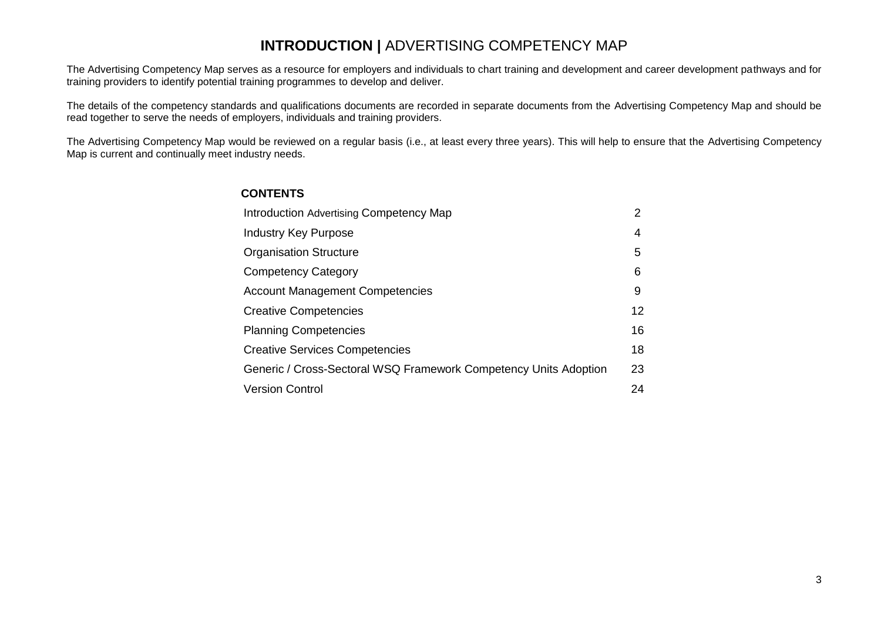# **INTRODUCTION |** ADVERTISING COMPETENCY MAP

The Advertising Competency Map serves as a resource for employers and individuals to chart training and development and career development pathways and for training providers to identify potential training programmes to develop and deliver.

The details of the competency standards and qualifications documents are recorded in separate documents from the Advertising Competency Map and should be read together to serve the needs of employers, individuals and training providers.

The Advertising Competency Map would be reviewed on a regular basis (i.e., at least every three years). This will help to ensure that the Advertising Competency Map is current and continually meet industry needs.

**CONTENTS**

| | |
|---|---|
| Introduction Advertising Competency Map | 2 |
| Industry Key Purpose | 4 |
| Organisation Structure | 5 |
| Competency Category | 6 |
| Account Management Competencies | 9 |
| Creative Competencies | 12 |
| Planning Competencies | 16 |
| Creative Services Competencies | 18 |
| Generic / Cross-Sectoral WSQ Framework Competency Units Adoption | 23 |
| Version Control | 24 |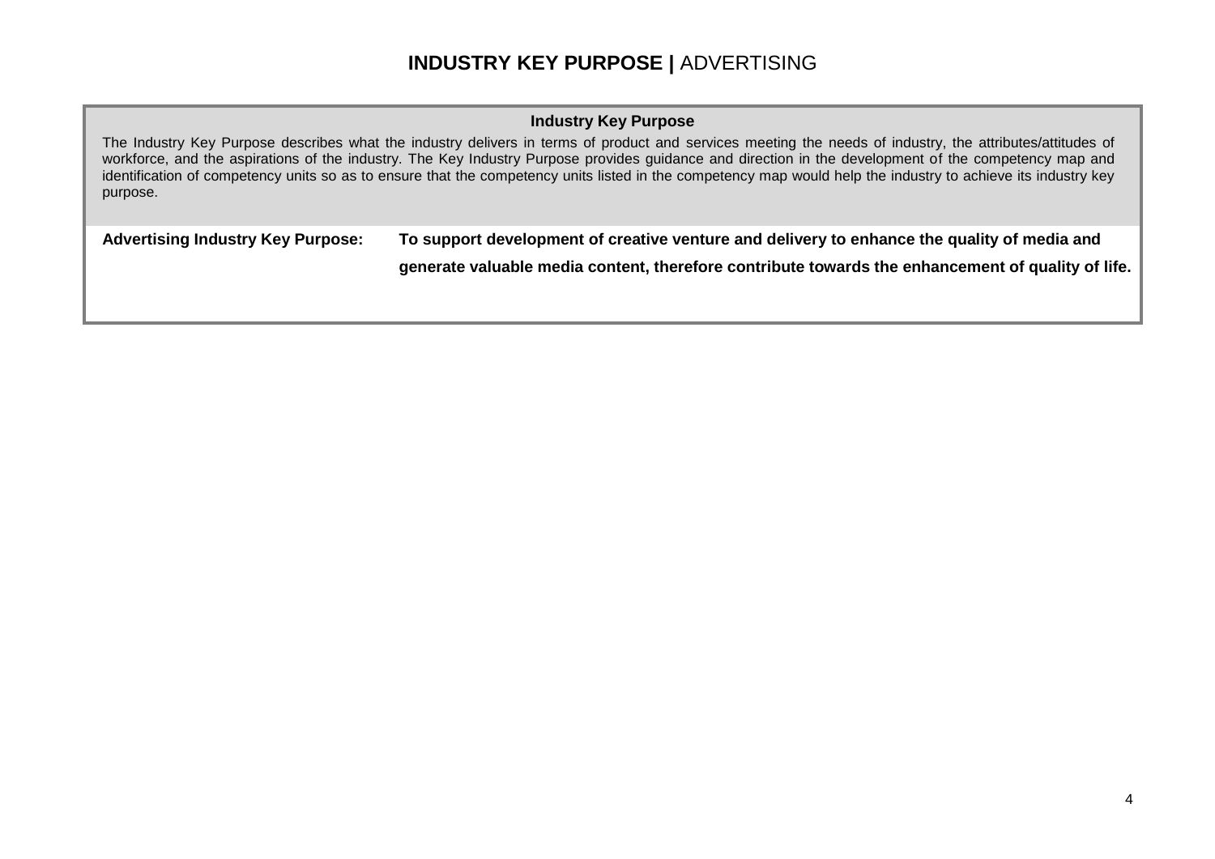# **INDUSTRY KEY PURPOSE |** ADVERTISING

**Industry Key Purpose**

The Industry Key Purpose describes what the industry delivers in terms of product and services meeting the needs of industry, the attributes/attitudes of workforce, and the aspirations of the industry. The Key Industry Purpose provides guidance and direction in the development of the competency map and identification of competency units so as to ensure that the competency units listed in the competency map would help the industry to achieve its industry key purpose.

| | |
|---|---|
| **Advertising Industry Key Purpose:** | **To support development of creative venture and delivery to enhance the quality of media and generate valuable media content, therefore contribute towards the enhancement of quality of life.** |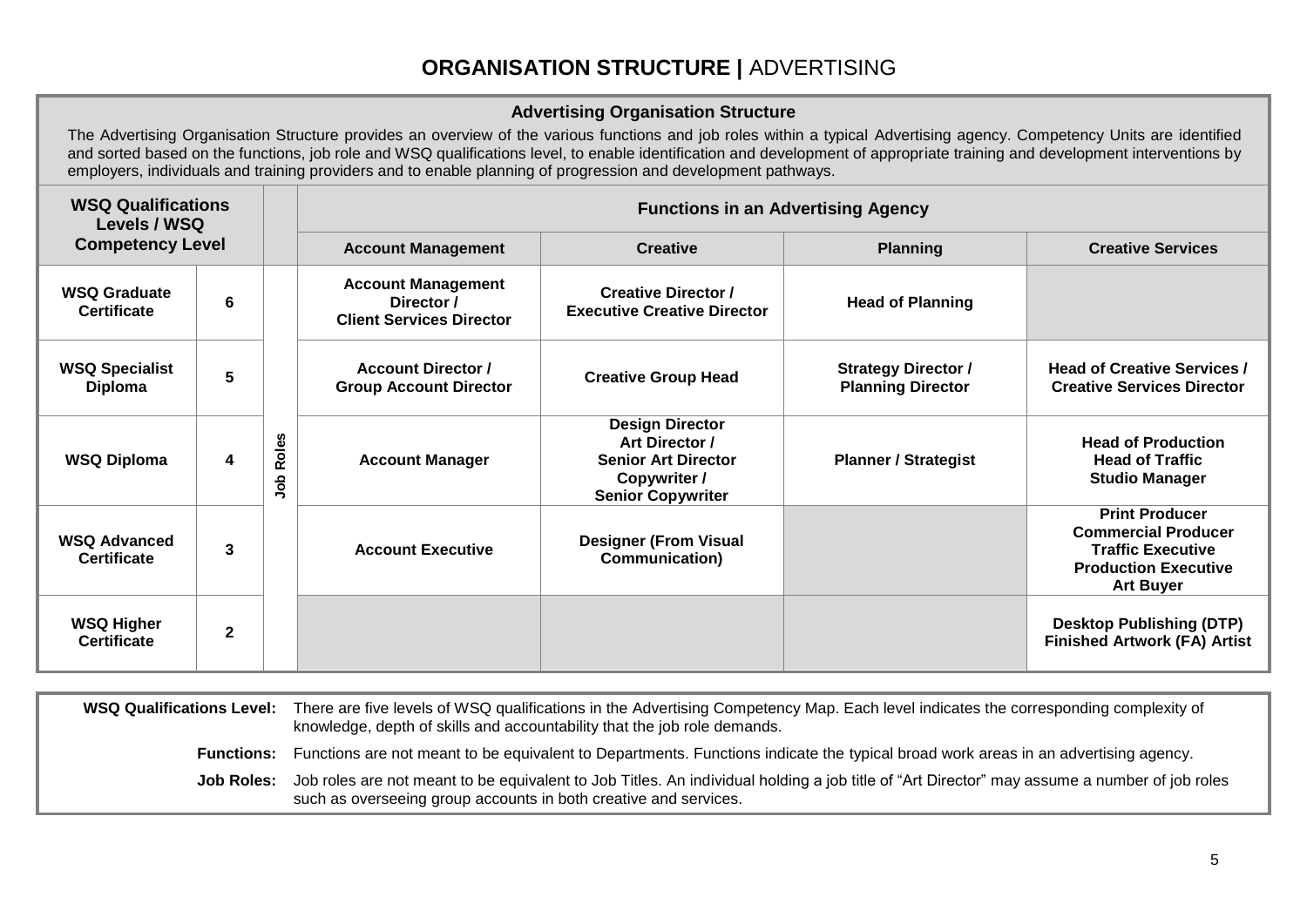# ORGANISATION STRUCTURE | ADVERTISING

## Advertising Organisation Structure

The Advertising Organisation Structure provides an overview of the various functions and job roles within a typical Advertising agency. Competency Units are identified and sorted based on the functions, job role and WSQ qualifications level, to enable identification and development of appropriate training and development interventions by employers, individuals and training providers and to enable planning of progression and development pathways.

| WSQ Qualifications Levels / WSQ Competency Level | | | Functions in an Advertising Agency | | | |
|---|---|---|---|---|---|---|
| | | | **Account Management** | **Creative** | **Planning** | **Creative Services** |
| **WSQ Graduate Certificate** | 6 | Job Roles | Account Management Director / Client Services Director | Creative Director / Executive Creative Director | Head of Planning | |
| **WSQ Specialist Diploma** | 5 | | Account Director / Group Account Director | Creative Group Head | Strategy Director / Planning Director | Head of Creative Services / Creative Services Director |
| **WSQ Diploma** | 4 | | Account Manager | Design Director<br>Art Director / Senior Art Director<br>Copywriter / Senior Copywriter | Planner / Strategist | Head of Production<br>Head of Traffic<br>Studio Manager |
| **WSQ Advanced Certificate** | 3 | | Account Executive | Designer (From Visual Communication) | | Print Producer<br>Commercial Producer<br>Traffic Executive<br>Production Executive<br>Art Buyer |
| **WSQ Higher Certificate** | 2 | | | | | Desktop Publishing (DTP)<br>Finished Artwork (FA) Artist |

**WSQ Qualifications Level:** There are five levels of WSQ qualifications in the Advertising Competency Map. Each level indicates the corresponding complexity of knowledge, depth of skills and accountability that the job role demands.

**Functions:** Functions are not meant to be equivalent to Departments. Functions indicate the typical broad work areas in an advertising agency.

**Job Roles:** Job roles are not meant to be equivalent to Job Titles. An individual holding a job title of "Art Director" may assume a number of job roles such as overseeing group accounts in both creative and services.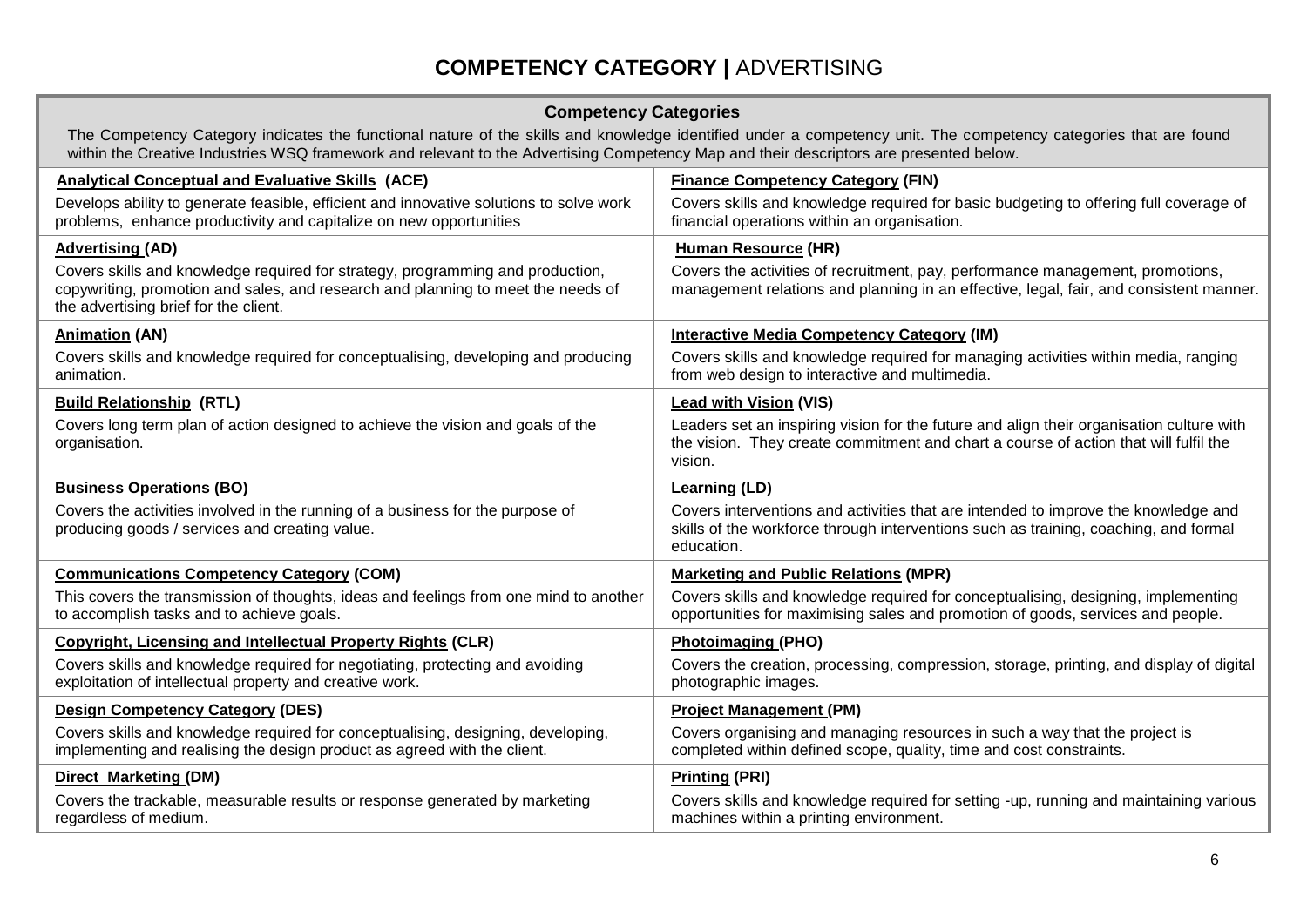# COMPETENCY CATEGORY | ADVERTISING

## Competency Categories

The Competency Category indicates the functional nature of the skills and knowledge identified under a competency unit. The competency categories that are found within the Creative Industries WSQ framework and relevant to the Advertising Competency Map and their descriptors are presented below.

| | |
|---|---|
| **Analytical Conceptual and Evaluative Skills (ACE)**<br>Develops ability to generate feasible, efficient and innovative solutions to solve work problems, enhance productivity and capitalize on new opportunities | **Finance Competency Category (FIN)**<br>Covers skills and knowledge required for basic budgeting to offering full coverage of financial operations within an organisation. |
| **Advertising (AD)**<br>Covers skills and knowledge required for strategy, programming and production, copywriting, promotion and sales, and research and planning to meet the needs of the advertising brief for the client. | **Human Resource (HR)**<br>Covers the activities of recruitment, pay, performance management, promotions, management relations and planning in an effective, legal, fair, and consistent manner. |
| **Animation (AN)**<br>Covers skills and knowledge required for conceptualising, developing and producing animation. | **Interactive Media Competency Category (IM)**<br>Covers skills and knowledge required for managing activities within media, ranging from web design to interactive and multimedia. |
| **Build Relationship (RTL)**<br>Covers long term plan of action designed to achieve the vision and goals of the organisation. | **Lead with Vision (VIS)**<br>Leaders set an inspiring vision for the future and align their organisation culture with the vision. They create commitment and chart a course of action that will fulfil the vision. |
| **Business Operations (BO)**<br>Covers the activities involved in the running of a business for the purpose of producing goods / services and creating value. | **Learning (LD)**<br>Covers interventions and activities that are intended to improve the knowledge and skills of the workforce through interventions such as training, coaching, and formal education. |
| **Communications Competency Category (COM)**<br>This covers the transmission of thoughts, ideas and feelings from one mind to another to accomplish tasks and to achieve goals. | **Marketing and Public Relations (MPR)**<br>Covers skills and knowledge required for conceptualising, designing, implementing opportunities for maximising sales and promotion of goods, services and people. |
| **Copyright, Licensing and Intellectual Property Rights (CLR)**<br>Covers skills and knowledge required for negotiating, protecting and avoiding exploitation of intellectual property and creative work. | **Photoimaging (PHO)**<br>Covers the creation, processing, compression, storage, printing, and display of digital photographic images. |
| **Design Competency Category (DES)**<br>Covers skills and knowledge required for conceptualising, designing, developing, implementing and realising the design product as agreed with the client. | **Project Management (PM)**<br>Covers organising and managing resources in such a way that the project is completed within defined scope, quality, time and cost constraints. |
| **Direct Marketing (DM)**<br>Covers the trackable, measurable results or response generated by marketing regardless of medium. | **Printing (PRI)**<br>Covers skills and knowledge required for setting -up, running and maintaining various machines within a printing environment. |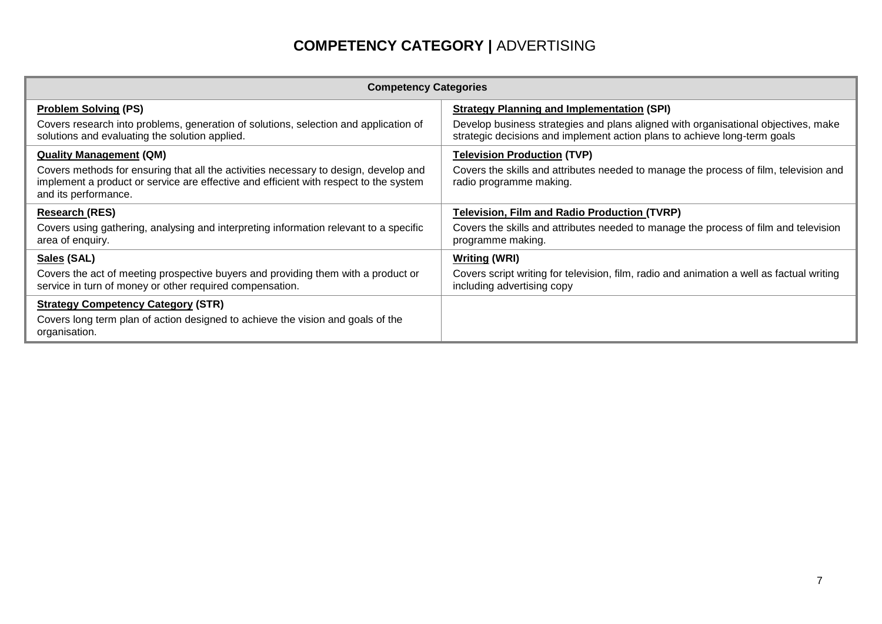# COMPETENCY CATEGORY | ADVERTISING

| Competency Categories | |
|---|---|
| **Problem Solving (PS)**<br>Covers research into problems, generation of solutions, selection and application of solutions and evaluating the solution applied. | **Strategy Planning and Implementation (SPI)**<br>Develop business strategies and plans aligned with organisational objectives, make strategic decisions and implement action plans to achieve long-term goals |
| **Quality Management (QM)**<br>Covers methods for ensuring that all the activities necessary to design, develop and implement a product or service are effective and efficient with respect to the system and its performance. | **Television Production (TVP)**<br>Covers the skills and attributes needed to manage the process of film, television and radio programme making. |
| **Research (RES)**<br>Covers using gathering, analysing and interpreting information relevant to a specific area of enquiry. | **Television, Film and Radio Production (TVRP)**<br>Covers the skills and attributes needed to manage the process of film and television programme making. |
| **Sales (SAL)**<br>Covers the act of meeting prospective buyers and providing them with a product or service in turn of money or other required compensation. | **Writing (WRI)**<br>Covers script writing for television, film, radio and animation a well as factual writing including advertising copy |
| **Strategy Competency Category (STR)**<br>Covers long term plan of action designed to achieve the vision and goals of the organisation. | |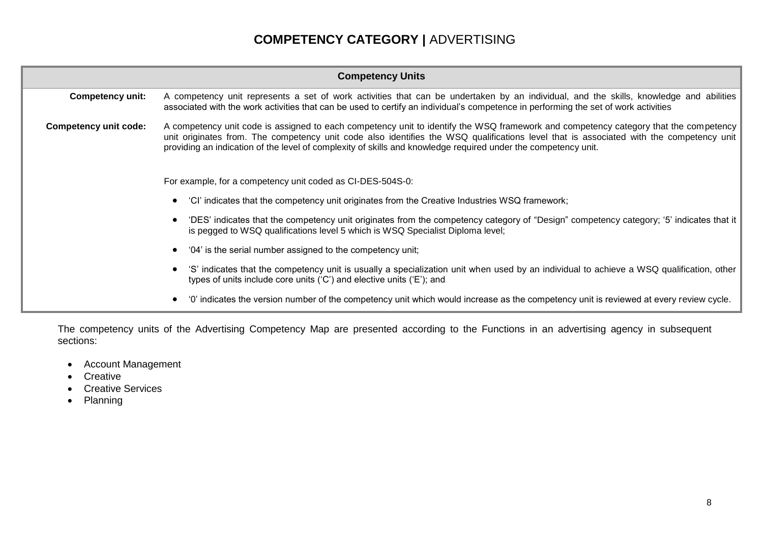# **COMPETENCY CATEGORY |** ADVERTISING

| Competency Units | |
|---|---|
| **Competency unit:** | A competency unit represents a set of work activities that can be undertaken by an individual, and the skills, knowledge and abilities associated with the work activities that can be used to certify an individual's competence in performing the set of work activities |
| **Competency unit code:** | A competency unit code is assigned to each competency unit to identify the WSQ framework and competency category that the competency unit originates from. The competency unit code also identifies the WSQ qualifications level that is associated with the competency unit providing an indication of the level of complexity of skills and knowledge required under the competency unit.<br><br>For example, for a competency unit coded as CI-DES-504S-0:<br>• 'CI' indicates that the competency unit originates from the Creative Industries WSQ framework;<br>• 'DES' indicates that the competency unit originates from the competency category of "Design" competency category; '5' indicates that it is pegged to WSQ qualifications level 5 which is WSQ Specialist Diploma level;<br>• '04' is the serial number assigned to the competency unit;<br>• 'S' indicates that the competency unit is usually a specialization unit when used by an individual to achieve a WSQ qualification, other types of units include core units ('C') and elective units ('E'); and<br>• '0' indicates the version number of the competency unit which would increase as the competency unit is reviewed at every review cycle. |

The competency units of the Advertising Competency Map are presented according to the Functions in an advertising agency in subsequent sections:

- Account Management
- Creative
- Creative Services
- Planning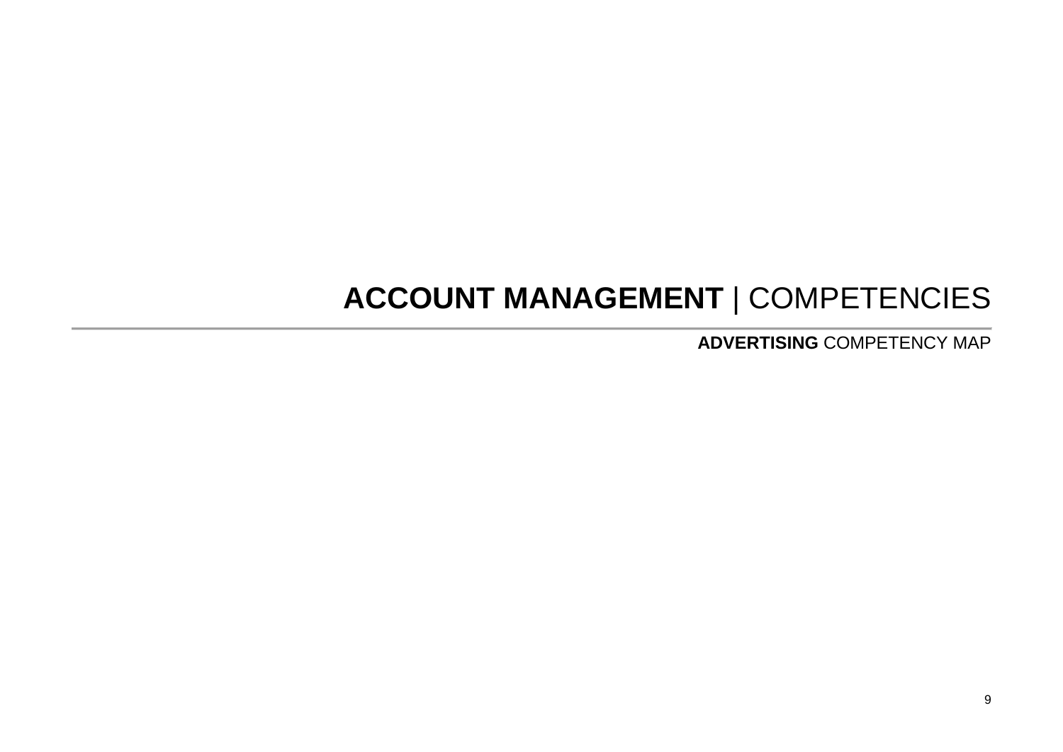# **ACCOUNT MANAGEMENT** | COMPETENCIES

**ADVERTISING** COMPETENCY MAP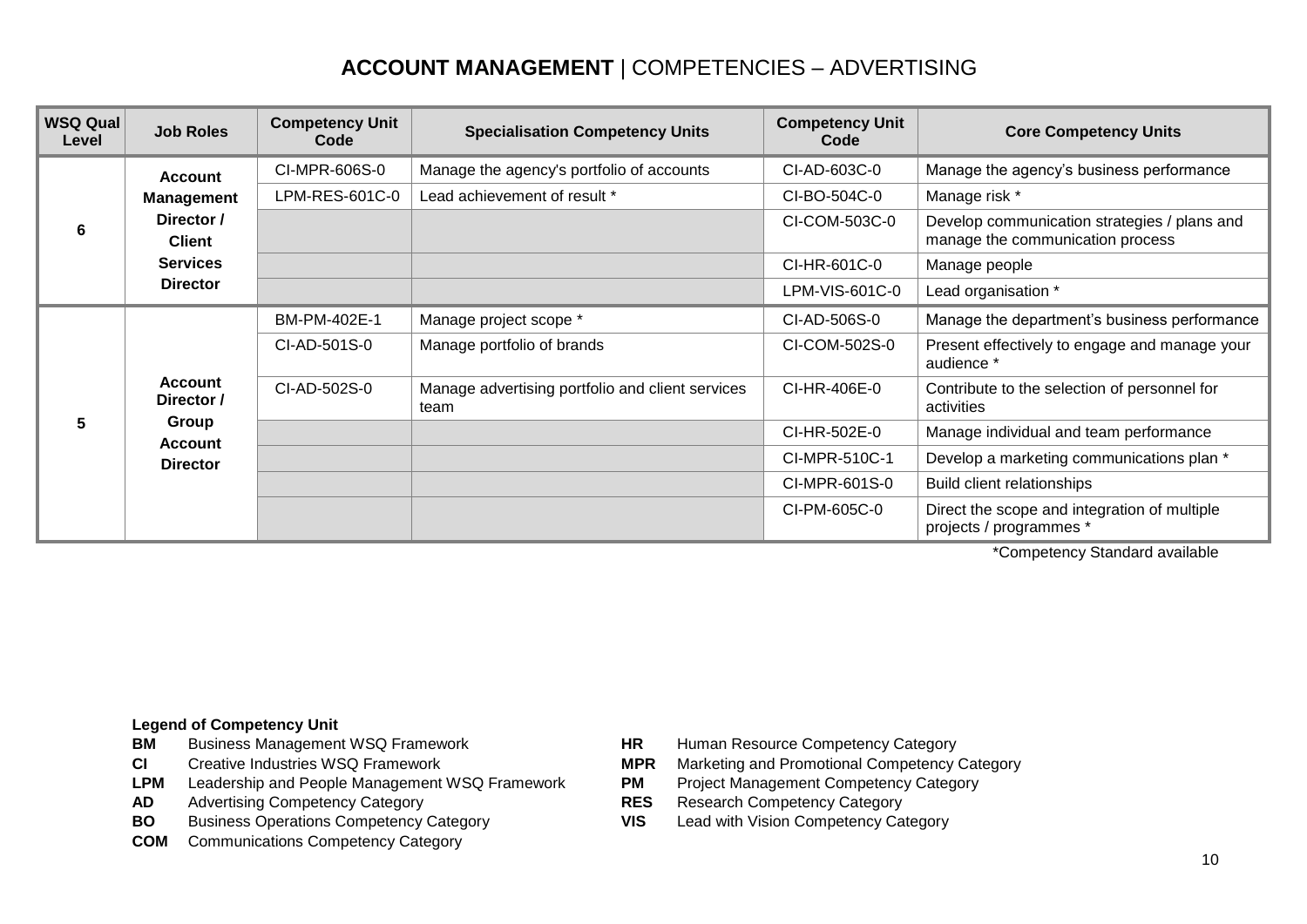# **ACCOUNT MANAGEMENT** | COMPETENCIES – ADVERTISING

| WSQ Qual Level | Job Roles | Competency Unit Code | Specialisation Competency Units | Competency Unit Code | Core Competency Units |
|---|---|---|---|---|---|
| 6 | Account Management Director / Client Services Director | CI-MPR-606S-0 | Manage the agency's portfolio of accounts | CI-AD-603C-0 | Manage the agency's business performance |
| | | LPM-RES-601C-0 | Lead achievement of result * | CI-BO-504C-0 | Manage risk * |
| | | | | CI-COM-503C-0 | Develop communication strategies / plans and manage the communication process |
| | | | | CI-HR-601C-0 | Manage people |
| | | | | LPM-VIS-601C-0 | Lead organisation * |
| 5 | Account Director / Group Account Director | BM-PM-402E-1 | Manage project scope * | CI-AD-506S-0 | Manage the department's business performance |
| | | CI-AD-501S-0 | Manage portfolio of brands | CI-COM-502S-0 | Present effectively to engage and manage your audience * |
| | | CI-AD-502S-0 | Manage advertising portfolio and client services team | CI-HR-406E-0 | Contribute to the selection of personnel for activities |
| | | | | CI-HR-502E-0 | Manage individual and team performance |
| | | | | CI-MPR-510C-1 | Develop a marketing communications plan * |
| | | | | CI-MPR-601S-0 | Build client relationships |
| | | | | CI-PM-605C-0 | Direct the scope and integration of multiple projects / programmes * |

*Competency Standard available

**Legend of Competency Unit**

- **BM** Business Management WSQ Framework
- **CI** Creative Industries WSQ Framework
- **LPM** Leadership and People Management WSQ Framework
- **AD** Advertising Competency Category
- **BO** Business Operations Competency Category
- **COM** Communications Competency Category
- **HR** Human Resource Competency Category
- **MPR** Marketing and Promotional Competency Category
- **PM** Project Management Competency Category
- **RES** Research Competency Category
- **VIS** Lead with Vision Competency Category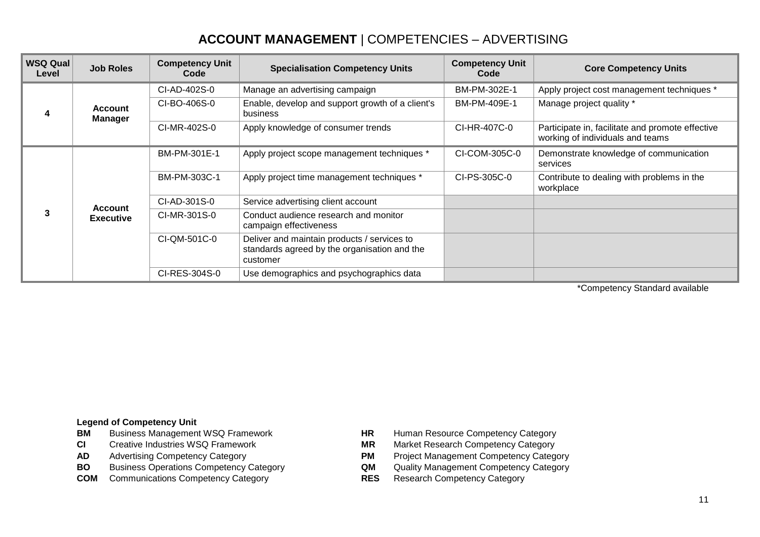# **ACCOUNT MANAGEMENT** | COMPETENCIES – ADVERTISING

| WSQ Qual Level | Job Roles | Competency Unit Code | Specialisation Competency Units | Competency Unit Code | Core Competency Units |
|---|---|---|---|---|---|
| 4 | Account Manager | CI-AD-402S-0 | Manage an advertising campaign | BM-PM-302E-1 | Apply project cost management techniques * |
| | | CI-BO-406S-0 | Enable, develop and support growth of a client's business | BM-PM-409E-1 | Manage project quality * |
| | | CI-MR-402S-0 | Apply knowledge of consumer trends | CI-HR-407C-0 | Participate in, facilitate and promote effective working of individuals and teams |
| 3 | Account Executive | BM-PM-301E-1 | Apply project scope management techniques * | CI-COM-305C-0 | Demonstrate knowledge of communication services |
| | | BM-PM-303C-1 | Apply project time management techniques * | CI-PS-305C-0 | Contribute to dealing with problems in the workplace |
| | | CI-AD-301S-0 | Service advertising client account | | |
| | | CI-MR-301S-0 | Conduct audience research and monitor campaign effectiveness | | |
| | | CI-QM-501C-0 | Deliver and maintain products / services to standards agreed by the organisation and the customer | | |
| | | CI-RES-304S-0 | Use demographics and psychographics data | | |

*Competency Standard available

**Legend of Competency Unit**

- **BM** Business Management WSQ Framework
- **CI** Creative Industries WSQ Framework
- **AD** Advertising Competency Category
- **BO** Business Operations Competency Category
- **COM** Communications Competency Category
- **HR** Human Resource Competency Category
- **MR** Market Research Competency Category
- **PM** Project Management Competency Category
- **QM** Quality Management Competency Category
- **RES** Research Competency Category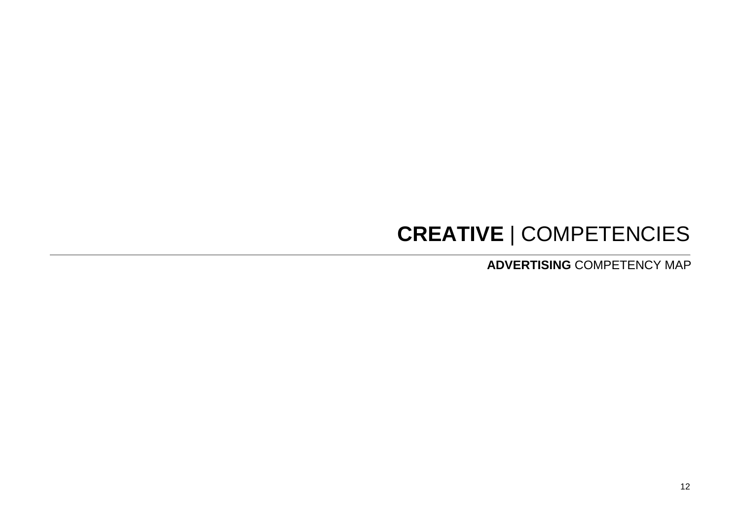# **CREATIVE** | COMPETENCIES

---

**ADVERTISING** COMPETENCY MAP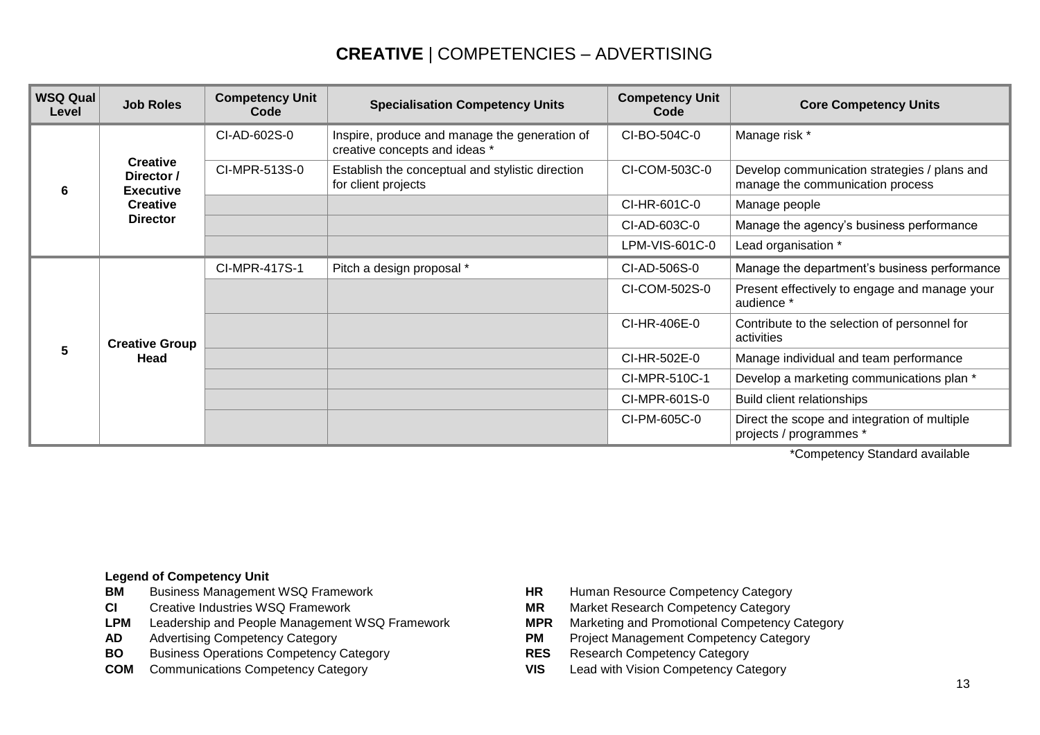# **CREATIVE** | COMPETENCIES – ADVERTISING

| WSQ Qual Level | Job Roles | Competency Unit Code | Specialisation Competency Units | Competency Unit Code | Core Competency Units |
|---|---|---|---|---|---|
| 6 | **Creative Director / Executive Creative Director** | CI-AD-602S-0 | Inspire, produce and manage the generation of creative concepts and ideas * | CI-BO-504C-0 | Manage risk * |
| | | CI-MPR-513S-0 | Establish the conceptual and stylistic direction for client projects | CI-COM-503C-0 | Develop communication strategies / plans and manage the communication process |
| | | | | CI-HR-601C-0 | Manage people |
| | | | | CI-AD-603C-0 | Manage the agency's business performance |
| | | | | LPM-VIS-601C-0 | Lead organisation * |
| 5 | **Creative Group Head** | CI-MPR-417S-1 | Pitch a design proposal * | CI-AD-506S-0 | Manage the department's business performance |
| | | | | CI-COM-502S-0 | Present effectively to engage and manage your audience * |
| | | | | CI-HR-406E-0 | Contribute to the selection of personnel for activities |
| | | | | CI-HR-502E-0 | Manage individual and team performance |
| | | | | CI-MPR-510C-1 | Develop a marketing communications plan * |
| | | | | CI-MPR-601S-0 | Build client relationships |
| | | | | CI-PM-605C-0 | Direct the scope and integration of multiple projects / programmes * |

*Competency Standard available

**Legend of Competency Unit**

- **BM** Business Management WSQ Framework
- **CI** Creative Industries WSQ Framework
- **LPM** Leadership and People Management WSQ Framework
- **AD** Advertising Competency Category
- **BO** Business Operations Competency Category
- **COM** Communications Competency Category
- **HR** Human Resource Competency Category
- **MR** Market Research Competency Category
- **MPR** Marketing and Promotional Competency Category
- **PM** Project Management Competency Category
- **RES** Research Competency Category
- **VIS** Lead with Vision Competency Category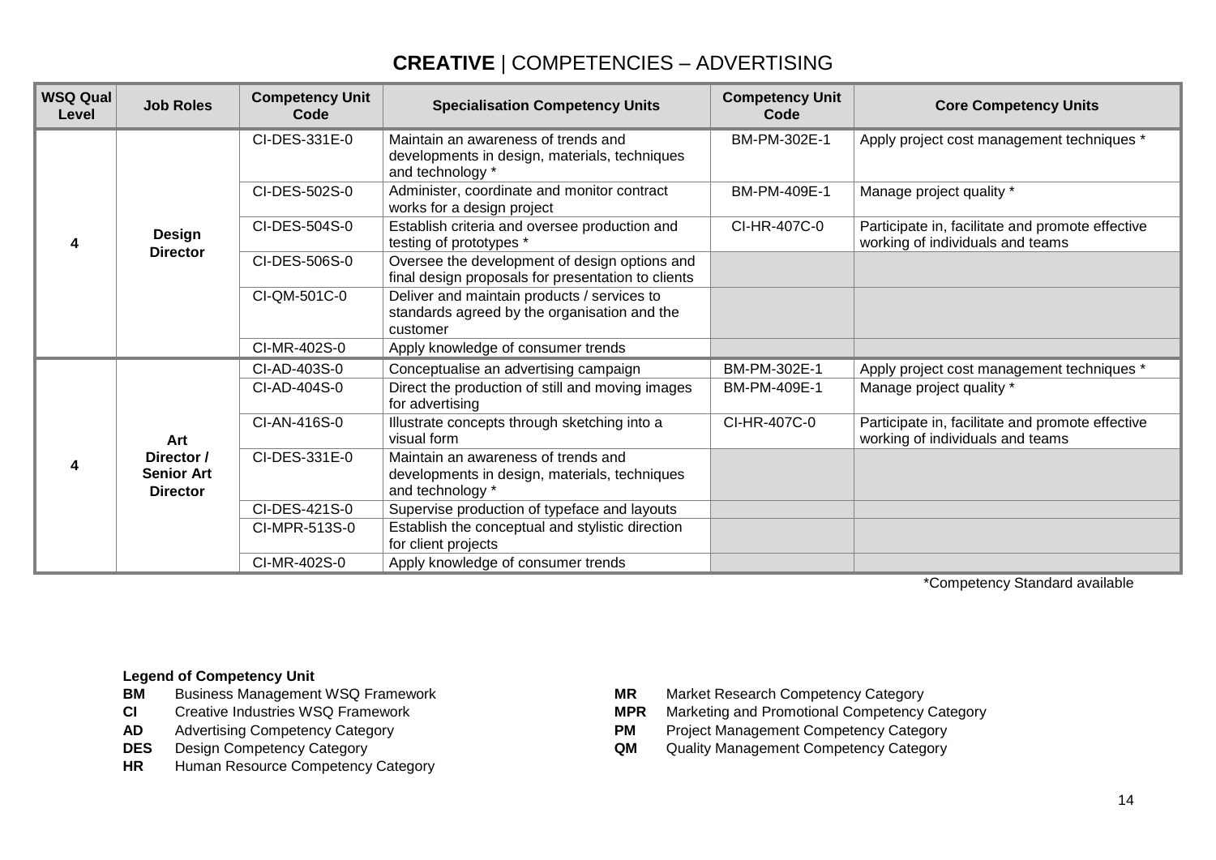# **CREATIVE** | COMPETENCIES – ADVERTISING

| WSQ Qual Level | Job Roles | Competency Unit Code | Specialisation Competency Units | Competency Unit Code | Core Competency Units |
|---|---|---|---|---|---|
| 4 | **Design Director** | CI-DES-331E-0 | Maintain an awareness of trends and developments in design, materials, techniques and technology * | BM-PM-302E-1 | Apply project cost management techniques * |
| | | CI-DES-502S-0 | Administer, coordinate and monitor contract works for a design project | BM-PM-409E-1 | Manage project quality * |
| | | CI-DES-504S-0 | Establish criteria and oversee production and testing of prototypes * | CI-HR-407C-0 | Participate in, facilitate and promote effective working of individuals and teams |
| | | CI-DES-506S-0 | Oversee the development of design options and final design proposals for presentation to clients | | |
| | | CI-QM-501C-0 | Deliver and maintain products / services to standards agreed by the organisation and the customer | | |
| | | CI-MR-402S-0 | Apply knowledge of consumer trends | | |
| 4 | **Art Director / Senior Art Director** | CI-AD-403S-0 | Conceptualise an advertising campaign | BM-PM-302E-1 | Apply project cost management techniques * |
| | | CI-AD-404S-0 | Direct the production of still and moving images for advertising | BM-PM-409E-1 | Manage project quality * |
| | | CI-AN-416S-0 | Illustrate concepts through sketching into a visual form | CI-HR-407C-0 | Participate in, facilitate and promote effective working of individuals and teams |
| | | CI-DES-331E-0 | Maintain an awareness of trends and developments in design, materials, techniques and technology * | | |
| | | CI-DES-421S-0 | Supervise production of typeface and layouts | | |
| | | CI-MPR-513S-0 | Establish the conceptual and stylistic direction for client projects | | |
| | | CI-MR-402S-0 | Apply knowledge of consumer trends | | |

*Competency Standard available

**Legend of Competency Unit**

- **BM** Business Management WSQ Framework
- **CI** Creative Industries WSQ Framework
- **AD** Advertising Competency Category
- **DES** Design Competency Category
- **HR** Human Resource Competency Category
- **MR** Market Research Competency Category
- **MPR** Marketing and Promotional Competency Category
- **PM** Project Management Competency Category
- **QM** Quality Management Competency Category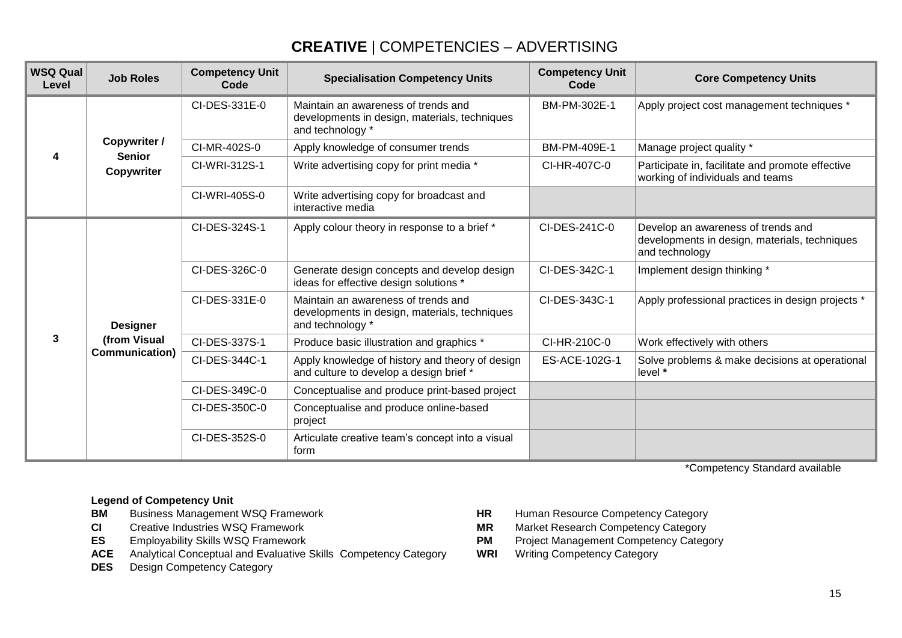# **CREATIVE** | COMPETENCIES – ADVERTISING

| WSQ Qual Level | Job Roles | Competency Unit Code | Specialisation Competency Units | Competency Unit Code | Core Competency Units |
|---|---|---|---|---|---|
| 4 | **Copywriter / Senior Copywriter** | CI-DES-331E-0 | Maintain an awareness of trends and developments in design, materials, techniques and technology * | BM-PM-302E-1 | Apply project cost management techniques * |
| | | CI-MR-402S-0 | Apply knowledge of consumer trends | BM-PM-409E-1 | Manage project quality * |
| | | CI-WRI-312S-1 | Write advertising copy for print media * | CI-HR-407C-0 | Participate in, facilitate and promote effective working of individuals and teams |
| | | CI-WRI-405S-0 | Write advertising copy for broadcast and interactive media | | |
| 3 | **Designer (from Visual Communication)** | CI-DES-324S-1 | Apply colour theory in response to a brief * | CI-DES-241C-0 | Develop an awareness of trends and developments in design, materials, techniques and technology |
| | | CI-DES-326C-0 | Generate design concepts and develop design ideas for effective design solutions * | CI-DES-342C-1 | Implement design thinking * |
| | | CI-DES-331E-0 | Maintain an awareness of trends and developments in design, materials, techniques and technology * | CI-DES-343C-1 | Apply professional practices in design projects * |
| | | CI-DES-337S-1 | Produce basic illustration and graphics * | CI-HR-210C-0 | Work effectively with others |
| | | CI-DES-344C-1 | Apply knowledge of history and theory of design and culture to develop a design brief * | ES-ACE-102G-1 | Solve problems & make decisions at operational level **\*** |
| | | CI-DES-349C-0 | Conceptualise and produce print-based project | | |
| | | CI-DES-350C-0 | Conceptualise and produce online-based project | | |
| | | CI-DES-352S-0 | Articulate creative team's concept into a visual form | | |

*Competency Standard available

**Legend of Competency Unit**

- **BM** Business Management WSQ Framework
- **CI** Creative Industries WSQ Framework
- **ES** Employability Skills WSQ Framework
- **ACE** Analytical Conceptual and Evaluative Skills Competency Category
- **DES** Design Competency Category
- **HR** Human Resource Competency Category
- **MR** Market Research Competency Category
- **PM** Project Management Competency Category
- **WRI** Writing Competency Category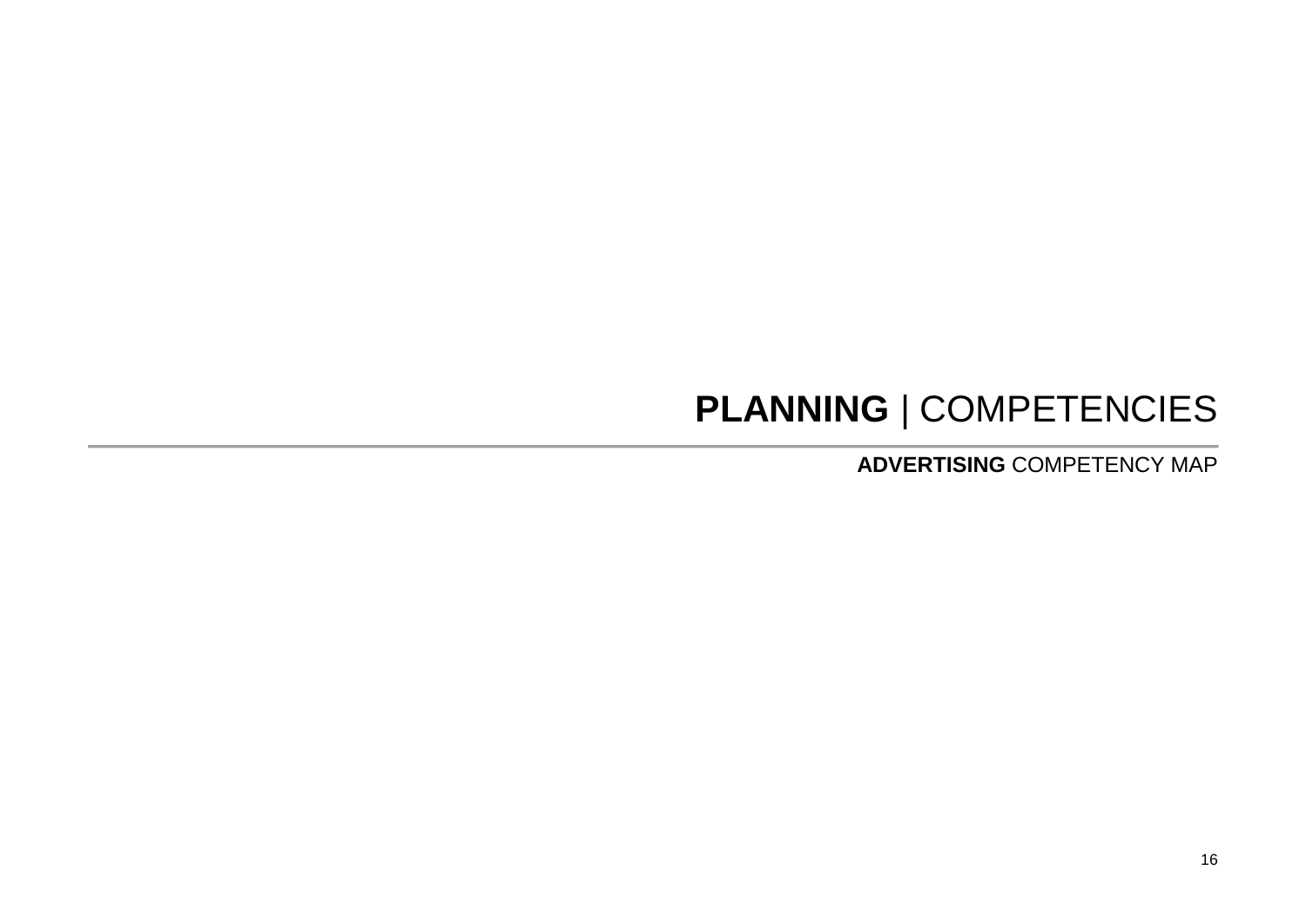# **PLANNING** | COMPETENCIES

---

**ADVERTISING** COMPETENCY MAP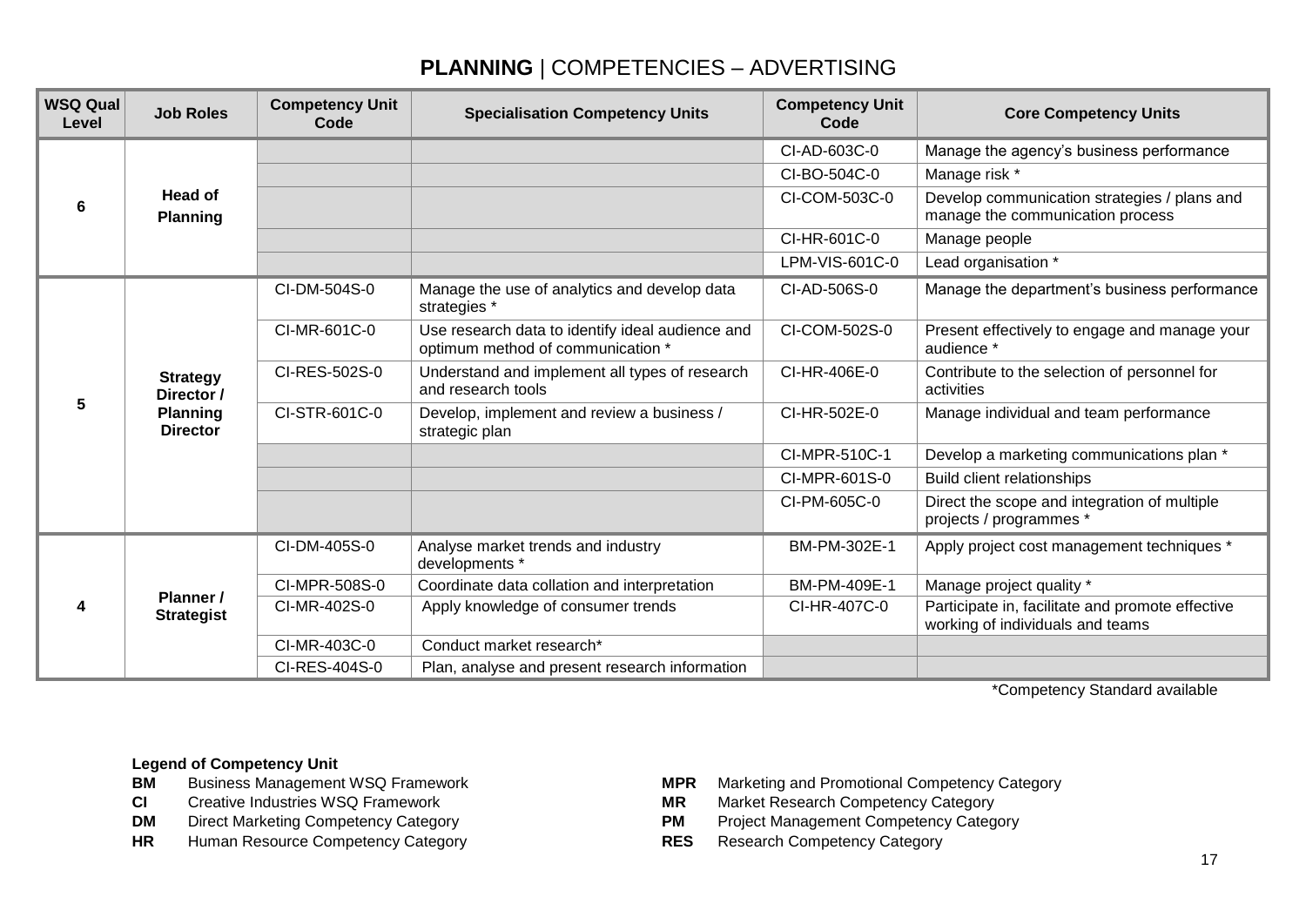# **PLANNING** | COMPETENCIES – ADVERTISING

| WSQ Qual Level | Job Roles | Competency Unit Code | Specialisation Competency Units | Competency Unit Code | Core Competency Units |
|---|---|---|---|---|---|
| 6 | Head of Planning | | | CI-AD-603C-0 | Manage the agency's business performance |
| | | | | CI-BO-504C-0 | Manage risk * |
| | | | | CI-COM-503C-0 | Develop communication strategies / plans and manage the communication process |
| | | | | CI-HR-601C-0 | Manage people |
| | | | | LPM-VIS-601C-0 | Lead organisation * |
| 5 | Strategy Director / Planning Director | CI-DM-504S-0 | Manage the use of analytics and develop data strategies * | CI-AD-506S-0 | Manage the department's business performance |
| | | CI-MR-601C-0 | Use research data to identify ideal audience and optimum method of communication * | CI-COM-502S-0 | Present effectively to engage and manage your audience * |
| | | CI-RES-502S-0 | Understand and implement all types of research and research tools | CI-HR-406E-0 | Contribute to the selection of personnel for activities |
| | | CI-STR-601C-0 | Develop, implement and review a business / strategic plan | CI-HR-502E-0 | Manage individual and team performance |
| | | | | CI-MPR-510C-1 | Develop a marketing communications plan * |
| | | | | CI-MPR-601S-0 | Build client relationships |
| | | | | CI-PM-605C-0 | Direct the scope and integration of multiple projects / programmes * |
| 4 | Planner / Strategist | CI-DM-405S-0 | Analyse market trends and industry developments * | BM-PM-302E-1 | Apply project cost management techniques * |
| | | CI-MPR-508S-0 | Coordinate data collation and interpretation | BM-PM-409E-1 | Manage project quality * |
| | | CI-MR-402S-0 | Apply knowledge of consumer trends | CI-HR-407C-0 | Participate in, facilitate and promote effective working of individuals and teams |
| | | CI-MR-403C-0 | Conduct market research* | | |
| | | CI-RES-404S-0 | Plan, analyse and present research information | | |

*Competency Standard available

**Legend of Competency Unit**

- **BM** Business Management WSQ Framework
- **CI** Creative Industries WSQ Framework
- **DM** Direct Marketing Competency Category
- **HR** Human Resource Competency Category
- **MPR** Marketing and Promotional Competency Category
- **MR** Market Research Competency Category
- **PM** Project Management Competency Category
- **RES** Research Competency Category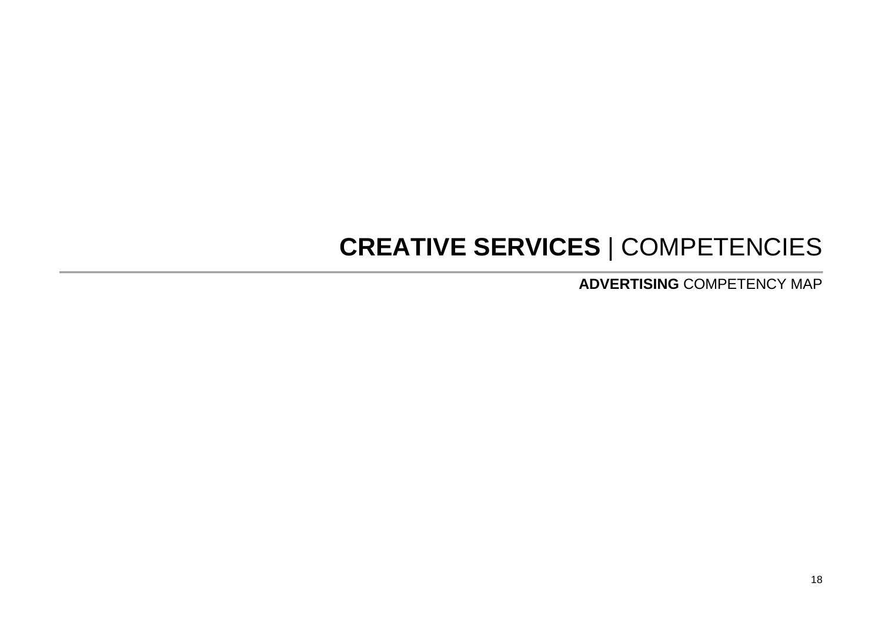# **CREATIVE SERVICES** | COMPETENCIES

---

**ADVERTISING** COMPETENCY MAP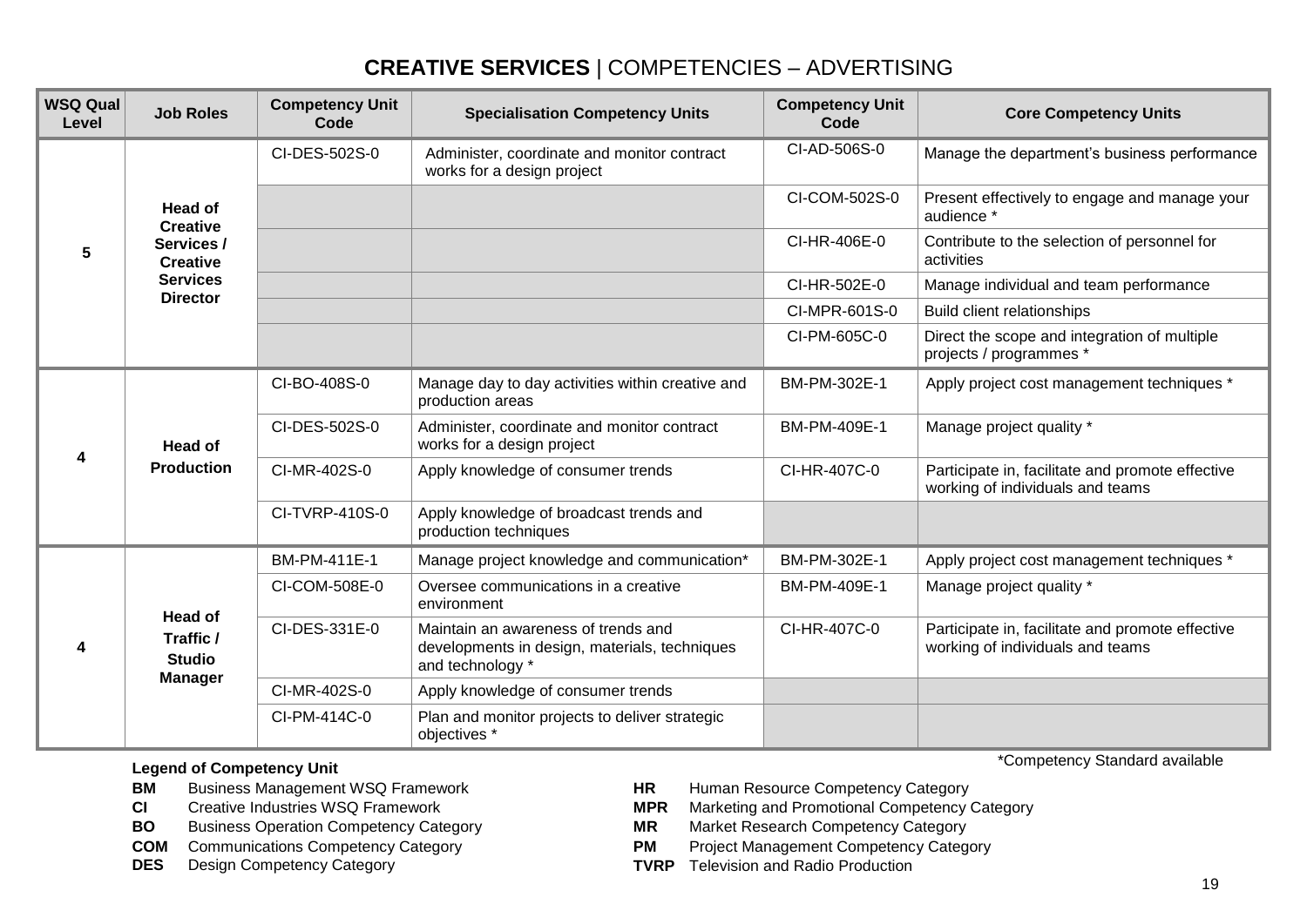# **CREATIVE SERVICES** | COMPETENCIES – ADVERTISING

| WSQ Qual Level | Job Roles | Competency Unit Code | Specialisation Competency Units | Competency Unit Code | Core Competency Units |
|---|---|---|---|---|---|
| 5 | Head of Creative Services / Creative Services Director | CI-DES-502S-0 | Administer, coordinate and monitor contract works for a design project | CI-AD-506S-0 | Manage the department's business performance |
| | | | | CI-COM-502S-0 | Present effectively to engage and manage your audience * |
| | | | | CI-HR-406E-0 | Contribute to the selection of personnel for activities |
| | | | | CI-HR-502E-0 | Manage individual and team performance |
| | | | | CI-MPR-601S-0 | Build client relationships |
| | | | | CI-PM-605C-0 | Direct the scope and integration of multiple projects / programmes * |
| 4 | Head of Production | CI-BO-408S-0 | Manage day to day activities within creative and production areas | BM-PM-302E-1 | Apply project cost management techniques * |
| | | CI-DES-502S-0 | Administer, coordinate and monitor contract works for a design project | BM-PM-409E-1 | Manage project quality * |
| | | CI-MR-402S-0 | Apply knowledge of consumer trends | CI-HR-407C-0 | Participate in, facilitate and promote effective working of individuals and teams |
| | | CI-TVRP-410S-0 | Apply knowledge of broadcast trends and production techniques | | |
| 4 | Head of Traffic / Studio Manager | BM-PM-411E-1 | Manage project knowledge and communication* | BM-PM-302E-1 | Apply project cost management techniques * |
| | | CI-COM-508E-0 | Oversee communications in a creative environment | BM-PM-409E-1 | Manage project quality * |
| | | CI-DES-331E-0 | Maintain an awareness of trends and developments in design, materials, techniques and technology * | CI-HR-407C-0 | Participate in, facilitate and promote effective working of individuals and teams |
| | | CI-MR-402S-0 | Apply knowledge of consumer trends | | |
| | | CI-PM-414C-0 | Plan and monitor projects to deliver strategic objectives * | | |

*Competency Standard available

**Legend of Competency Unit**

- **BM** Business Management WSQ Framework
- **CI** Creative Industries WSQ Framework
- **BO** Business Operation Competency Category
- **COM** Communications Competency Category
- **DES** Design Competency Category
- **HR** Human Resource Competency Category
- **MPR** Marketing and Promotional Competency Category
- **MR** Market Research Competency Category
- **PM** Project Management Competency Category
- **TVRP** Television and Radio Production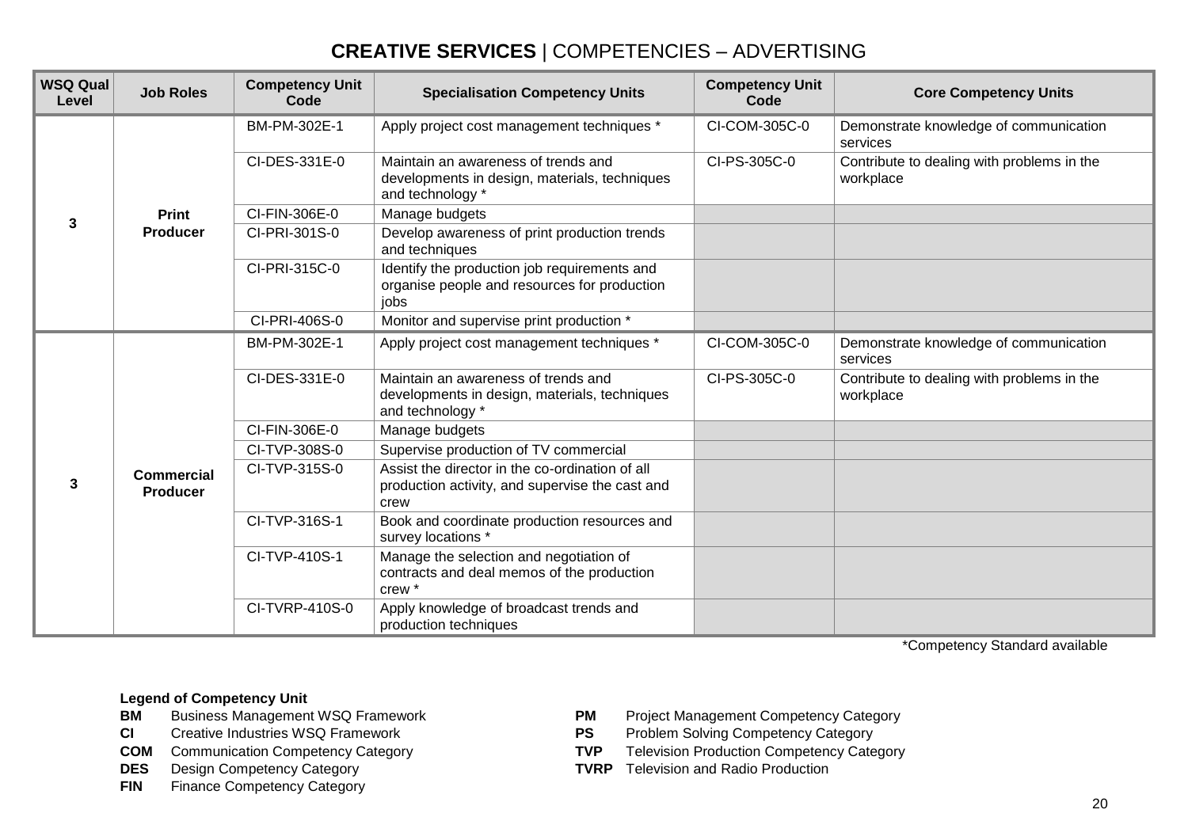# **CREATIVE SERVICES** | COMPETENCIES – ADVERTISING

| WSQ Qual Level | Job Roles | Competency Unit Code | Specialisation Competency Units | Competency Unit Code | Core Competency Units |
|---|---|---|---|---|---|
| 3 | **Print Producer** | BM-PM-302E-1 | Apply project cost management techniques * | CI-COM-305C-0 | Demonstrate knowledge of communication services |
| | | CI-DES-331E-0 | Maintain an awareness of trends and developments in design, materials, techniques and technology * | CI-PS-305C-0 | Contribute to dealing with problems in the workplace |
| | | CI-FIN-306E-0 | Manage budgets | | |
| | | CI-PRI-301S-0 | Develop awareness of print production trends and techniques | | |
| | | CI-PRI-315C-0 | Identify the production job requirements and organise people and resources for production jobs | | |
| | | CI-PRI-406S-0 | Monitor and supervise print production * | | |
| 3 | **Commercial Producer** | BM-PM-302E-1 | Apply project cost management techniques * | CI-COM-305C-0 | Demonstrate knowledge of communication services |
| | | CI-DES-331E-0 | Maintain an awareness of trends and developments in design, materials, techniques and technology * | CI-PS-305C-0 | Contribute to dealing with problems in the workplace |
| | | CI-FIN-306E-0 | Manage budgets | | |
| | | CI-TVP-308S-0 | Supervise production of TV commercial | | |
| | | CI-TVP-315S-0 | Assist the director in the co-ordination of all production activity, and supervise the cast and crew | | |
| | | CI-TVP-316S-1 | Book and coordinate production resources and survey locations * | | |
| | | CI-TVP-410S-1 | Manage the selection and negotiation of contracts and deal memos of the production crew * | | |
| | | CI-TVRP-410S-0 | Apply knowledge of broadcast trends and production techniques | | |

*Competency Standard available

**Legend of Competency Unit**

- **BM** Business Management WSQ Framework
- **CI** Creative Industries WSQ Framework
- **COM** Communication Competency Category
- **DES** Design Competency Category
- **FIN** Finance Competency Category
- **PM** Project Management Competency Category
- **PS** Problem Solving Competency Category
- **TVP** Television Production Competency Category
- **TVRP** Television and Radio Production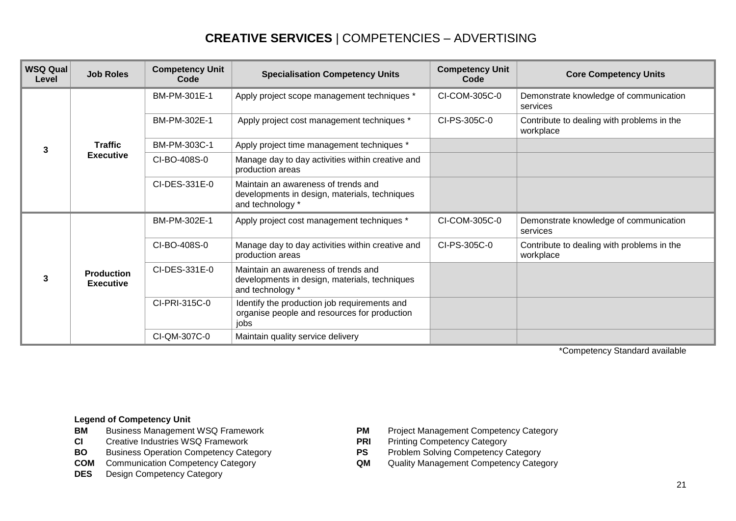# **CREATIVE SERVICES** | COMPETENCIES – ADVERTISING

| WSQ Qual Level | Job Roles | Competency Unit Code | Specialisation Competency Units | Competency Unit Code | Core Competency Units |
|---|---|---|---|---|---|
| 3 | **Traffic Executive** | BM-PM-301E-1 | Apply project scope management techniques * | CI-COM-305C-0 | Demonstrate knowledge of communication services |
| | | BM-PM-302E-1 | Apply project cost management techniques * | CI-PS-305C-0 | Contribute to dealing with problems in the workplace |
| | | BM-PM-303C-1 | Apply project time management techniques * | | |
| | | CI-BO-408S-0 | Manage day to day activities within creative and production areas | | |
| | | CI-DES-331E-0 | Maintain an awareness of trends and developments in design, materials, techniques and technology * | | |
| 3 | **Production Executive** | BM-PM-302E-1 | Apply project cost management techniques * | CI-COM-305C-0 | Demonstrate knowledge of communication services |
| | | CI-BO-408S-0 | Manage day to day activities within creative and production areas | CI-PS-305C-0 | Contribute to dealing with problems in the workplace |
| | | CI-DES-331E-0 | Maintain an awareness of trends and developments in design, materials, techniques and technology * | | |
| | | CI-PRI-315C-0 | Identify the production job requirements and organise people and resources for production jobs | | |
| | | CI-QM-307C-0 | Maintain quality service delivery | | |

*Competency Standard available

**Legend of Competency Unit**

**BM** Business Management WSQ Framework
**CI** Creative Industries WSQ Framework
**BO** Business Operation Competency Category
**COM** Communication Competency Category
**DES** Design Competency Category
**PM** Project Management Competency Category
**PRI** Printing Competency Category
**PS** Problem Solving Competency Category
**QM** Quality Management Competency Category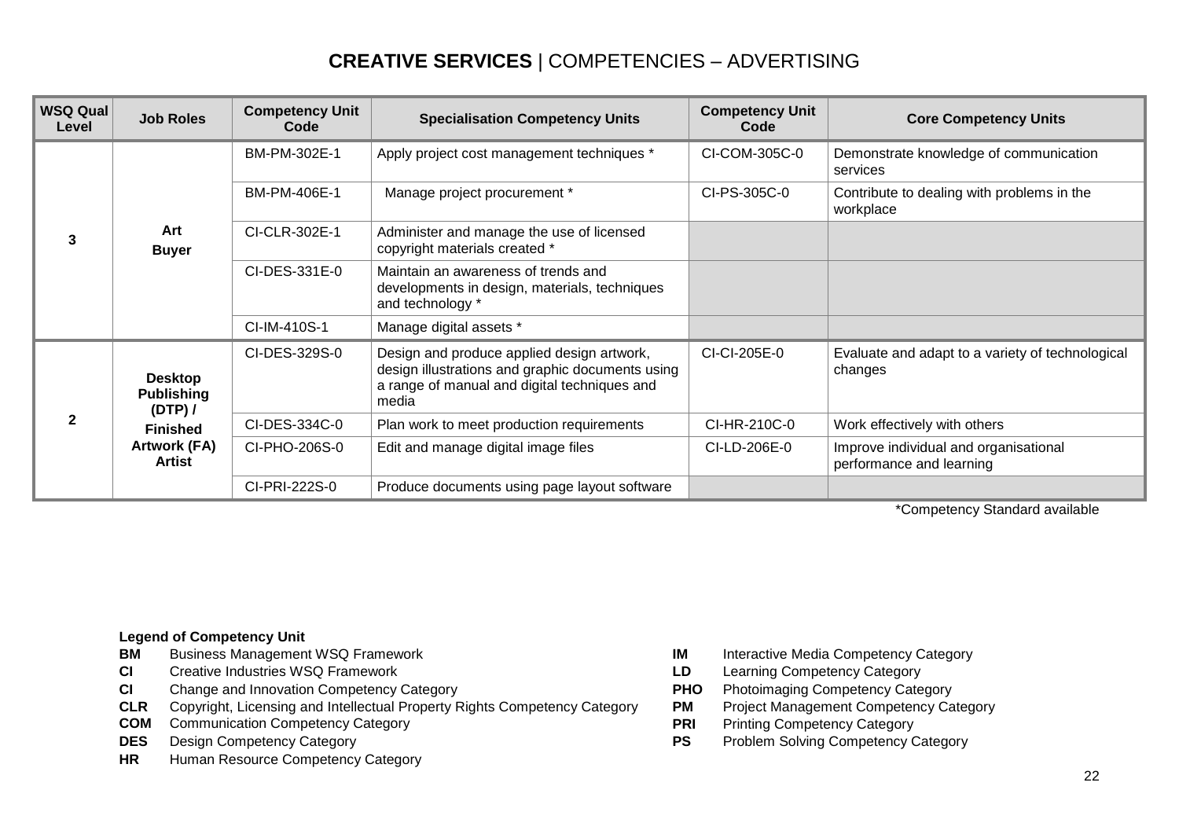# **CREATIVE SERVICES** | COMPETENCIES – ADVERTISING

| WSQ Qual Level | Job Roles | Competency Unit Code | Specialisation Competency Units | Competency Unit Code | Core Competency Units |
|---|---|---|---|---|---|
| 3 | **Art Buyer** | BM-PM-302E-1 | Apply project cost management techniques * | CI-COM-305C-0 | Demonstrate knowledge of communication services |
| | | BM-PM-406E-1 | Manage project procurement * | CI-PS-305C-0 | Contribute to dealing with problems in the workplace |
| | | CI-CLR-302E-1 | Administer and manage the use of licensed copyright materials created * | | |
| | | CI-DES-331E-0 | Maintain an awareness of trends and developments in design, materials, techniques and technology * | | |
| | | CI-IM-410S-1 | Manage digital assets * | | |
| 2 | **Desktop Publishing (DTP) / Finished Artwork (FA) Artist** | CI-DES-329S-0 | Design and produce applied design artwork, design illustrations and graphic documents using a range of manual and digital techniques and media | CI-CI-205E-0 | Evaluate and adapt to a variety of technological changes |
| | | CI-DES-334C-0 | Plan work to meet production requirements | CI-HR-210C-0 | Work effectively with others |
| | | CI-PHO-206S-0 | Edit and manage digital image files | CI-LD-206E-0 | Improve individual and organisational performance and learning |
| | | CI-PRI-222S-0 | Produce documents using page layout software | | |

*Competency Standard available

**Legend of Competency Unit**

- **BM** Business Management WSQ Framework
- **CI** Creative Industries WSQ Framework
- **CI** Change and Innovation Competency Category
- **CLR** Copyright, Licensing and Intellectual Property Rights Competency Category
- **COM** Communication Competency Category
- **DES** Design Competency Category
- **HR** Human Resource Competency Category
- **IM** Interactive Media Competency Category
- **LD** Learning Competency Category
- **PHO** Photoimaging Competency Category
- **PM** Project Management Competency Category
- **PRI** Printing Competency Category
- **PS** Problem Solving Competency Category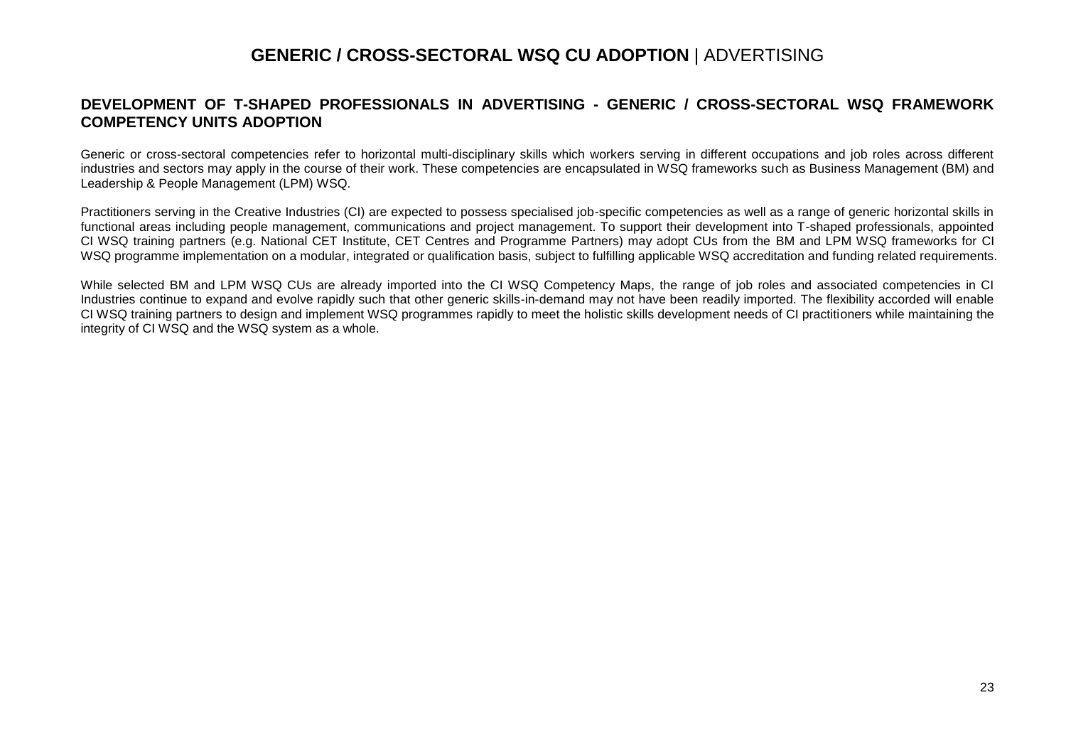# **GENERIC / CROSS-SECTORAL WSQ CU ADOPTION** | ADVERTISING

## DEVELOPMENT OF T-SHAPED PROFESSIONALS IN ADVERTISING - GENERIC / CROSS-SECTORAL WSQ FRAMEWORK COMPETENCY UNITS ADOPTION

Generic or cross-sectoral competencies refer to horizontal multi-disciplinary skills which workers serving in different occupations and job roles across different industries and sectors may apply in the course of their work. These competencies are encapsulated in WSQ frameworks such as Business Management (BM) and Leadership & People Management (LPM) WSQ.

Practitioners serving in the Creative Industries (CI) are expected to possess specialised job-specific competencies as well as a range of generic horizontal skills in functional areas including people management, communications and project management. To support their development into T-shaped professionals, appointed CI WSQ training partners (e.g. National CET Institute, CET Centres and Programme Partners) may adopt CUs from the BM and LPM WSQ frameworks for CI WSQ programme implementation on a modular, integrated or qualification basis, subject to fulfilling applicable WSQ accreditation and funding related requirements.

While selected BM and LPM WSQ CUs are already imported into the CI WSQ Competency Maps, the range of job roles and associated competencies in CI Industries continue to expand and evolve rapidly such that other generic skills-in-demand may not have been readily imported. The flexibility accorded will enable CI WSQ training partners to design and implement WSQ programmes rapidly to meet the holistic skills development needs of CI practitioners while maintaining the integrity of CI WSQ and the WSQ system as a whole.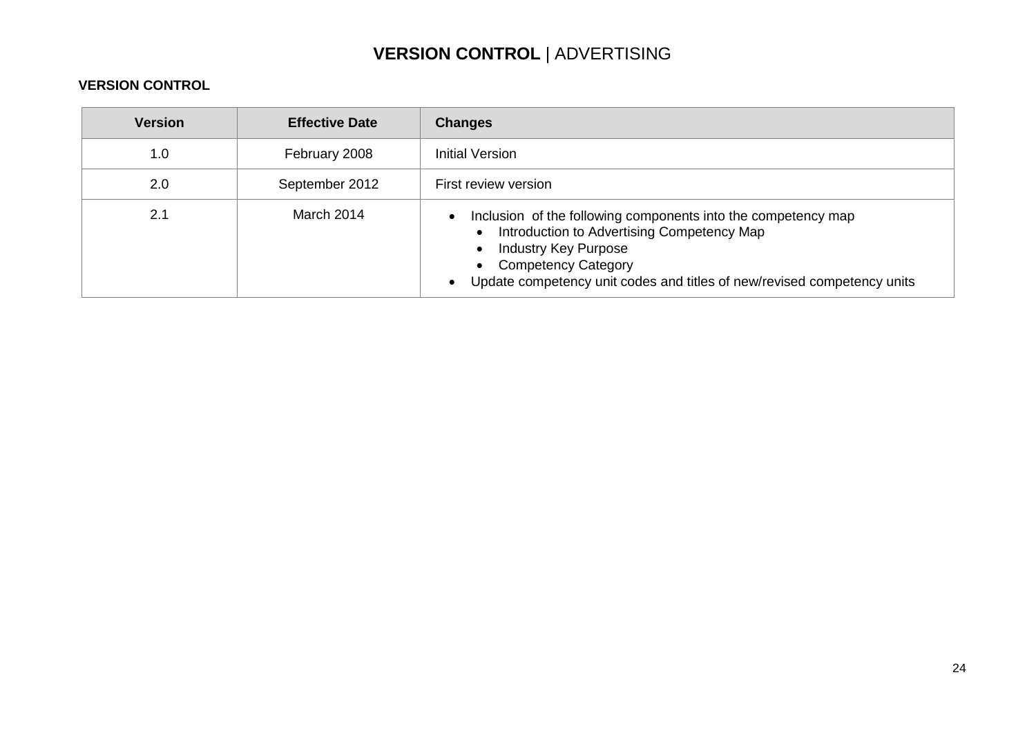# **VERSION CONTROL** | ADVERTISING

**VERSION CONTROL**

| Version | Effective Date | Changes |
|---|---|---|
| 1.0 | February 2008 | Initial Version |
| 2.0 | September 2012 | First review version |
| 2.1 | March 2014 | • Inclusion of the following components into the competency map<br>  • Introduction to Advertising Competency Map<br>  • Industry Key Purpose<br>  • Competency Category<br>• Update competency unit codes and titles of new/revised competency units |